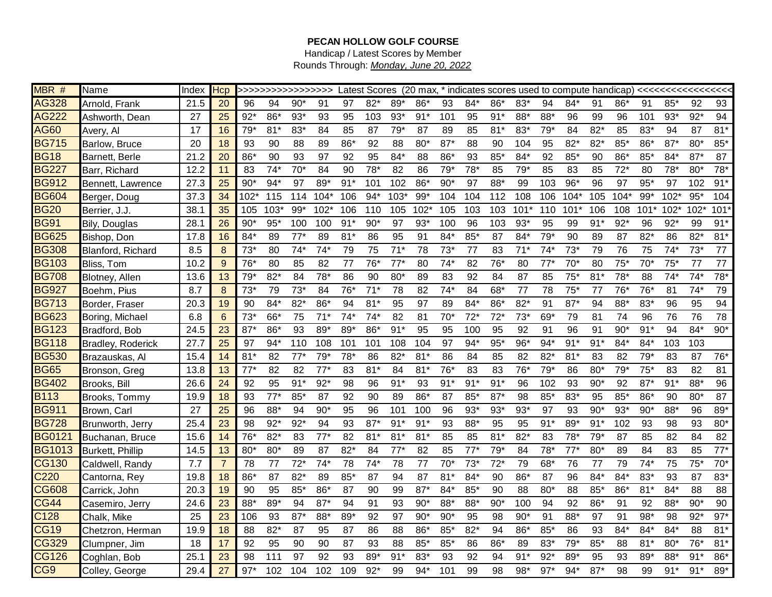**PECAN HOLLOW GOLF COURSE**

Handicap / Latest Scores by Member

Rounds Through: *Monday, June 20, 2022*

| MBR # | Name | Index | Hcp | >>>>>>>>>>>>>>>>> Latest Scores (20 max, * indicates scores used to compute handicap) <<<<<<<<<<<<<<<<< | | | | | | | | | | | | | | | | | | | |
|---|---|---|---|---|---|---|---|---|---|---|---|---|---|---|---|---|---|---|---|---|---|---|---|
| AG328 | Arnold, Frank | 21.5 | 20 | 96 | 94 | 90* | 91 | 97 | 82* | 89* | 86* | 93 | 84* | 86* | 83* | 94 | 84* | 91 | 86* | 91 | 85* | 92 | 93 |
| AG222 | Ashworth, Dean | 27 | 25 | 92* | 86* | 93* | 93 | 95 | 103 | 93* | 91* | 101 | 95 | 91* | 88* | 88* | 96 | 99 | 96 | 101 | 93* | 92* | 94 |
| AG60 | Avery, Al | 17 | 16 | 79* | 81* | 83* | 84 | 85 | 87 | 79* | 87 | 89 | 85 | 81* | 83* | 79* | 84 | 82* | 85 | 83* | 94 | 87 | 81* |
| BG715 | Barlow, Bruce | 20 | 18 | 93 | 90 | 88 | 89 | 86* | 92 | 88 | 80* | 87* | 88 | 90 | 104 | 95 | 82* | 82* | 85* | 86* | 87* | 80* | 85* |
| BG18 | Barnett, Berle | 21.2 | 20 | 86* | 90 | 93 | 97 | 92 | 95 | 84* | 88 | 86* | 93 | 85* | 84* | 92 | 85* | 90 | 86* | 85* | 84* | 87* | 87 |
| BG227 | Barr, Richard | 12.2 | 11 | 83 | 74* | 70* | 84 | 90 | 78* | 82 | 86 | 79* | 78* | 85 | 79* | 85 | 83 | 85 | 72* | 80 | 78* | 80* | 78* |
| BG912 | Bennett, Lawrence | 27.3 | 25 | 90* | 94* | 97 | 89* | 91* | 101 | 102 | 86* | 90* | 97 | 88* | 99 | 103 | 96* | 96 | 97 | 95* | 97 | 102 | 91* |
| BG604 | Berger, Doug | 37.3 | 34 | 102* | 115 | 114 | 104* | 106 | 94* | 103* | 99* | 104 | 104 | 112 | 108 | 106 | 104* | 105 | 104* | 99* | 102* | 95* | 104 |
| BG20 | Berrier, J.J. | 38.1 | 35 | 105 | 103* | 99* | 102* | 106 | 110 | 105 | 102* | 105 | 103 | 103 | 101* | 110 | 101* | 106 | 108 | 101* | 102* | 102* | 101* |
| BG91 | Bily, Douglas | 28.1 | 26 | 90* | 95* | 100 | 100 | 91* | 90* | 97 | 93* | 100 | 96 | 103 | 93* | 95 | 99 | 91* | 92* | 96 | 92* | 99 | 91* |
| BG625 | Bishop, Don | 17.8 | 16 | 84* | 89 | 77* | 89 | 81* | 86 | 95 | 91 | 84* | 85* | 87 | 84* | 79* | 90 | 89 | 87 | 82* | 86 | 82* | 81* |
| BG308 | Blanford, Richard | 8.5 | 8 | 73* | 80 | 74* | 74* | 79 | 75 | 71* | 78 | 73* | 77 | 83 | 71* | 74* | 73* | 79 | 76 | 75 | 74* | 73* | 77 |
| BG103 | Bliss, Tom | 10.2 | 9 | 76* | 80 | 85 | 82 | 77 | 76* | 77* | 80 | 74* | 82 | 76* | 80 | 77* | 70* | 80 | 75* | 70* | 75* | 77 | 77 |
| BG708 | Blotney, Allen | 13.6 | 13 | 79* | 82* | 84 | 78* | 86 | 90 | 80* | 89 | 83 | 92 | 84 | 87 | 85 | 75* | 81* | 78* | 88 | 74* | 74* | 78* |
| BG927 | Boehm, Pius | 8.7 | 8 | 73* | 79 | 73* | 84 | 76* | 71* | 78 | 82 | 74* | 84 | 68* | 77 | 78 | 75* | 77 | 76* | 76* | 81 | 74* | 79 |
| BG713 | Border, Fraser | 20.3 | 19 | 90 | 84* | 82* | 86* | 94 | 81* | 95 | 97 | 89 | 84* | 86* | 82* | 91 | 87* | 94 | 88* | 83* | 96 | 95 | 94 |
| BG623 | Boring, Michael | 6.8 | 6 | 73* | 66* | 75 | 71* | 74* | 74* | 82 | 81 | 70* | 72* | 72* | 73* | 69* | 79 | 81 | 74 | 96 | 76 | 76 | 78 |
| BG123 | Bradford, Bob | 24.5 | 23 | 87* | 86* | 93 | 89* | 89* | 86* | 91* | 95 | 95 | 100 | 95 | 92 | 91 | 96 | 91 | 90* | 91* | 94 | 84* | 90* |
| BG118 | Bradley, Roderick | 27.7 | 25 | 97 | 94* | 110 | 108 | 101 | 101 | 108 | 104 | 97 | 94* | 95* | 96* | 94* | 91* | 91* | 84* | 84* | 103 | 103 | |
| BG530 | Brazauskas, Al | 15.4 | 14 | 81* | 82 | 77* | 79* | 78* | 86 | 82* | 81* | 86 | 84 | 85 | 82 | 82* | 81* | 83 | 82 | 79* | 83 | 87 | 76* |
| BG65 | Bronson, Greg | 13.8 | 13 | 77* | 82 | 82 | 77* | 83 | 81* | 84 | 81* | 76* | 83 | 83 | 76* | 79* | 86 | 80* | 79* | 75* | 83 | 82 | 81 |
| BG402 | Brooks, Bill | 26.6 | 24 | 92 | 95 | 91* | 92* | 98 | 96 | 91* | 93 | 91* | 91* | 91* | 96 | 102 | 93 | 90* | 92 | 87* | 91* | 88* | 96 |
| B113 | Brooks, Tommy | 19.9 | 18 | 93 | 77* | 85* | 87 | 92 | 90 | 89 | 86* | 87 | 85* | 87* | 98 | 85* | 83* | 95 | 85* | 86* | 90 | 80* | 87 |
| BG911 | Brown, Carl | 27 | 25 | 96 | 88* | 94 | 90* | 95 | 96 | 101 | 100 | 96 | 93* | 93* | 93* | 97 | 93 | 90* | 93* | 90* | 88* | 96 | 89* |
| BG728 | Brunworth, Jerry | 25.4 | 23 | 98 | 92* | 92* | 94 | 93 | 87* | 91* | 91* | 93 | 88* | 95 | 95 | 91* | 89* | 91* | 102 | 93 | 98 | 93 | 80* |
| BG0121 | Buchanan, Bruce | 15.6 | 14 | 76* | 82* | 83 | 77* | 82 | 81* | 81* | 81* | 85 | 85 | 81* | 82* | 83 | 78* | 79* | 87 | 85 | 82 | 84 | 82 |
| BG1013 | Burkett, Phillip | 14.5 | 13 | 80* | 80* | 89 | 87 | 82* | 84 | 77* | 82 | 85 | 77* | 79* | 84 | 78* | 77* | 80* | 89 | 84 | 83 | 85 | 77* |
| CG130 | Caldwell, Randy | 7.7 | 7 | 78 | 77 | 72* | 74* | 78 | 74* | 78 | 77 | 70* | 73* | 72* | 79 | 68* | 76 | 77 | 79 | 74* | 75 | 75* | 70* |
| C220 | Cantorna, Rey | 19.8 | 18 | 86* | 87 | 82* | 89 | 85* | 87 | 94 | 87 | 81* | 84* | 90 | 86* | 87 | 96 | 84* | 84* | 83* | 93 | 87 | 83* |
| CG608 | Carrick, John | 20.3 | 19 | 90 | 95 | 85* | 86* | 87 | 90 | 99 | 87* | 84* | 85* | 90 | 88 | 80* | 88 | 85* | 86* | 81* | 84* | 88 | 88 |
| CG44 | Casemiro, Jerry | 24.6 | 23 | 88* | 89* | 94 | 87* | 94 | 91 | 93 | 90* | 88* | 88* | 90* | 100 | 94 | 92 | 86* | 91 | 92 | 88* | 90* | 90 |
| C128 | Chalk, Mike | 25 | 23 | 106 | 93 | 87* | 88* | 89* | 92 | 97 | 90* | 90* | 95 | 98 | 90* | 91 | 88* | 97 | 91 | 98* | 98 | 92* | 97* |
| CG19 | Chetzron, Herman | 19.9 | 18 | 88 | 82* | 87 | 95 | 87 | 86 | 88 | 86* | 85* | 82* | 94 | 86* | 85* | 86 | 93 | 84* | 84* | 84* | 88 | 81* |
| CG329 | Clumpner, Jim | 18 | 17 | 92 | 95 | 90 | 90 | 87 | 93 | 88 | 85* | 85* | 86 | 86* | 89 | 83* | 79* | 85* | 88 | 81* | 80* | 76* | 81* |
| CG126 | Coghlan, Bob | 25.1 | 23 | 98 | 111 | 97 | 92 | 93 | 89* | 91* | 83* | 93 | 92 | 94 | 91* | 92* | 89* | 95 | 93 | 89* | 88* | 91* | 86* |
| CG9 | Colley, George | 29.4 | 27 | 97* | 102 | 104 | 102 | 109 | 92* | 99 | 94* | 101 | 99 | 98 | 98* | 97* | 94* | 87* | 98 | 99 | 91* | 91* | 89* |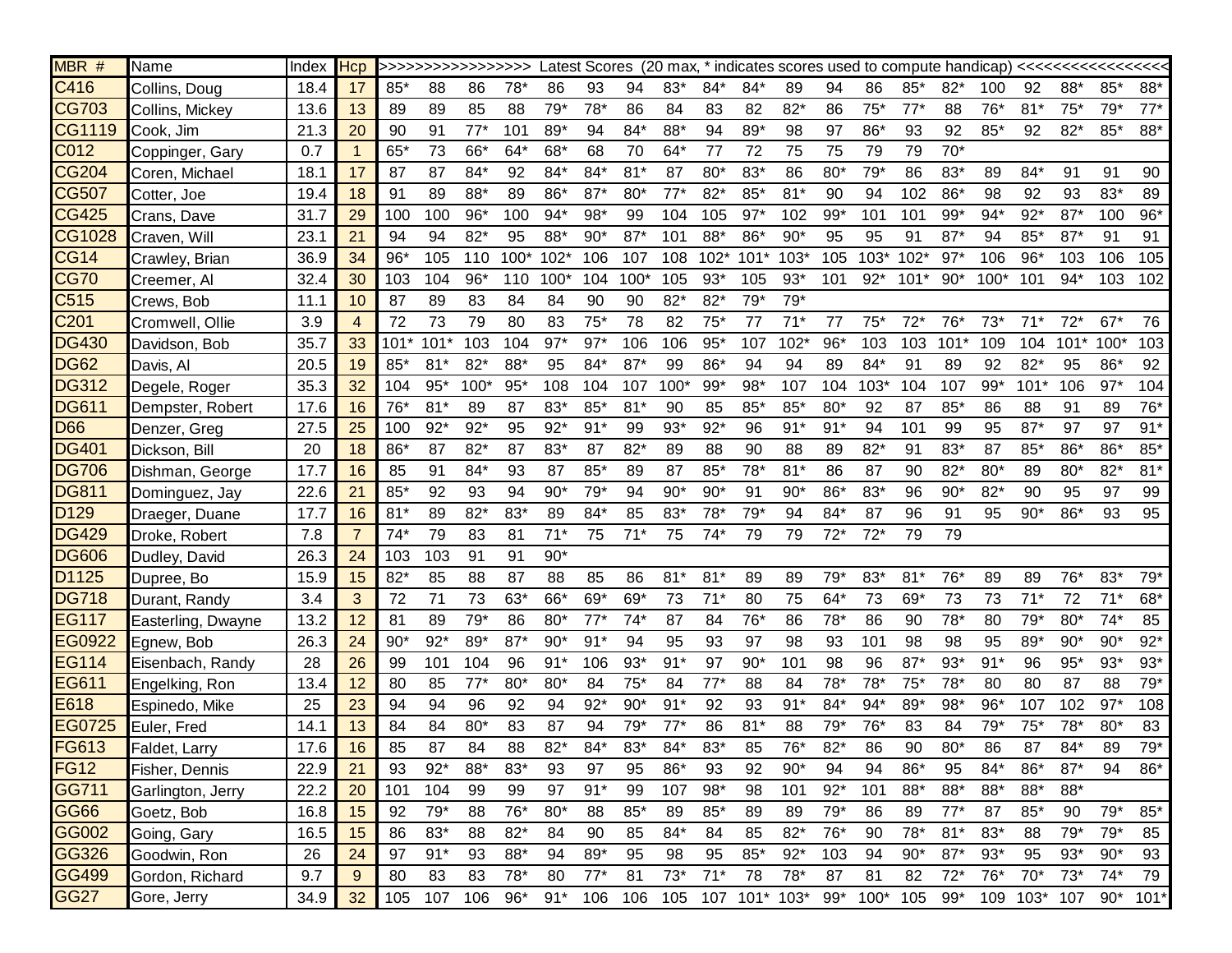| MBR # | Name | Index | Hcp | >>>>>>>>>>>>>>>>> Latest Scores (20 max, * indicates scores used to compute handicap) <<<<<<<<<<<<<<<<< | | | | | | | | | | | | | | | | | | | |
|---|---|---|---|---|---|---|---|---|---|---|---|---|---|---|---|---|---|---|---|---|---|---|---|
| C416 | Collins, Doug | 18.4 | 17 | 85* | 88 | 86 | 78* | 86 | 93 | 94 | 83* | 84* | 84* | 89 | 94 | 86 | 85* | 82* | 100 | 92 | 88* | 85* | 88* |
| CG703 | Collins, Mickey | 13.6 | 13 | 89 | 89 | 85 | 88 | 79* | 78* | 86 | 84 | 83 | 82 | 82* | 86 | 75* | 77* | 88 | 76* | 81* | 75* | 79* | 77* |
| CG1119 | Cook, Jim | 21.3 | 20 | 90 | 91 | 77* | 101 | 89* | 94 | 84* | 88* | 94 | 89* | 98 | 97 | 86* | 93 | 92 | 85* | 92 | 82* | 85* | 88* |
| C012 | Coppinger, Gary | 0.7 | 1 | 65* | 73 | 66* | 64* | 68* | 68 | 70 | 64* | 77 | 72 | 75 | 75 | 79 | 79 | 70* | | | | | |
| CG204 | Coren, Michael | 18.1 | 17 | 87 | 87 | 84* | 92 | 84* | 84* | 81* | 87 | 80* | 83* | 86 | 80* | 79* | 86 | 83* | 89 | 84* | 91 | 91 | 90 |
| CG507 | Cotter, Joe | 19.4 | 18 | 91 | 89 | 88* | 89 | 86* | 87* | 80* | 77* | 82* | 85* | 81* | 90 | 94 | 102 | 86* | 98 | 92 | 93 | 83* | 89 |
| CG425 | Crans, Dave | 31.7 | 29 | 100 | 100 | 96* | 100 | 94* | 98* | 99 | 104 | 105 | 97* | 102 | 99* | 101 | 101 | 99* | 94* | 92* | 87* | 100 | 96* |
| CG1028 | Craven, Will | 23.1 | 21 | 94 | 94 | 82* | 95 | 88* | 90* | 87* | 101 | 88* | 86* | 90* | 95 | 95 | 91 | 87* | 94 | 85* | 87* | 91 | 91 |
| CG14 | Crawley, Brian | 36.9 | 34 | 96* | 105 | 110 | 100* | 102* | 106 | 107 | 108 | 102* | 101* | 103* | 105 | 103* | 102* | 97* | 106 | 96* | 103 | 106 | 105 |
| CG70 | Creemer, Al | 32.4 | 30 | 103 | 104 | 96* | 110 | 100* | 104 | 100* | 105 | 93* | 105 | 93* | 101 | 92* | 101* | 90* | 100* | 101 | 94* | 103 | 102 |
| C515 | Crews, Bob | 11.1 | 10 | 87 | 89 | 83 | 84 | 84 | 90 | 90 | 82* | 82* | 79* | 79* | | | | | | | | | |
| C201 | Cromwell, Ollie | 3.9 | 4 | 72 | 73 | 79 | 80 | 83 | 75* | 78 | 82 | 75* | 77 | 71* | 77 | 75* | 72* | 76* | 73* | 71* | 72* | 67* | 76 |
| DG430 | Davidson, Bob | 35.7 | 33 | 101* | 101* | 103 | 104 | 97* | 97* | 106 | 106 | 95* | 107 | 102* | 96* | 103 | 103 | 101* | 109 | 104 | 101* | 100* | 103 |
| DG62 | Davis, Al | 20.5 | 19 | 85* | 81* | 82* | 88* | 95 | 84* | 87* | 99 | 86* | 94 | 94 | 89 | 84* | 91 | 89 | 92 | 82* | 95 | 86* | 92 |
| DG312 | Degele, Roger | 35.3 | 32 | 104 | 95* | 100* | 95* | 108 | 104 | 107 | 100* | 99* | 98* | 107 | 104 | 103* | 104 | 107 | 99* | 101* | 106 | 97* | 104 |
| DG611 | Dempster, Robert | 17.6 | 16 | 76* | 81* | 89 | 87 | 83* | 85* | 81* | 90 | 85 | 85* | 85* | 80* | 92 | 87 | 85* | 86 | 88 | 91 | 89 | 76* |
| D66 | Denzer, Greg | 27.5 | 25 | 100 | 92* | 92* | 95 | 92* | 91* | 99 | 93* | 92* | 96 | 91* | 91* | 94 | 101 | 99 | 95 | 87* | 97 | 97 | 91* |
| DG401 | Dickson, Bill | 20 | 18 | 86* | 87 | 82* | 87 | 83* | 87 | 82* | 89 | 88 | 90 | 88 | 89 | 82* | 91 | 83* | 87 | 85* | 86* | 86* | 85* |
| DG706 | Dishman, George | 17.7 | 16 | 85 | 91 | 84* | 93 | 87 | 85* | 89 | 87 | 85* | 78* | 81* | 86 | 87 | 90 | 82* | 80* | 89 | 80* | 82* | 81* |
| DG811 | Dominguez, Jay | 22.6 | 21 | 85* | 92 | 93 | 94 | 90* | 79* | 94 | 90* | 90* | 91 | 90* | 86* | 83* | 96 | 90* | 82* | 90 | 95 | 97 | 99 |
| D129 | Draeger, Duane | 17.7 | 16 | 81* | 89 | 82* | 83* | 89 | 84* | 85 | 83* | 78* | 79* | 94 | 84* | 87 | 96 | 91 | 95 | 90* | 86* | 93 | 95 |
| DG429 | Droke, Robert | 7.8 | 7 | 74* | 79 | 83 | 81 | 71* | 75 | 71* | 75 | 74* | 79 | 79 | 72* | 72* | 79 | 79 | | | | | |
| DG606 | Dudley, David | 26.3 | 24 | 103 | 103 | 91 | 91 | 90* | | | | | | | | | | | | | | | |
| D1125 | Dupree, Bo | 15.9 | 15 | 82* | 85 | 88 | 87 | 88 | 85 | 86 | 81* | 81* | 89 | 89 | 79* | 83* | 81* | 76* | 89 | 89 | 76* | 83* | 79* |
| DG718 | Durant, Randy | 3.4 | 3 | 72 | 71 | 73 | 63* | 66* | 69* | 69* | 73 | 71* | 80 | 75 | 64* | 73 | 69* | 73 | 73 | 71* | 72 | 71* | 68* |
| EG117 | Easterling, Dwayne | 13.2 | 12 | 81 | 89 | 79* | 86 | 80* | 77* | 74* | 87 | 84 | 76* | 86 | 78* | 86 | 90 | 78* | 80 | 79* | 80* | 74* | 85 |
| EG0922 | Egnew, Bob | 26.3 | 24 | 90* | 92* | 89* | 87* | 90* | 91* | 94 | 95 | 93 | 97 | 98 | 93 | 101 | 98 | 98 | 95 | 89* | 90* | 90* | 92* |
| EG114 | Eisenbach, Randy | 28 | 26 | 99 | 101 | 104 | 96 | 91* | 106 | 93* | 91* | 97 | 90* | 101 | 98 | 96 | 87* | 93* | 91* | 96 | 95* | 93* | 93* |
| EG611 | Engelking, Ron | 13.4 | 12 | 80 | 85 | 77* | 80* | 80* | 84 | 75* | 84 | 77* | 88 | 84 | 78* | 78* | 75* | 78* | 80 | 80 | 87 | 88 | 79* |
| E618 | Espinedo, Mike | 25 | 23 | 94 | 94 | 96 | 92 | 94 | 92* | 90* | 91* | 92 | 93 | 91* | 84* | 94* | 89* | 98* | 96* | 107 | 102 | 97* | 108 |
| EG0725 | Euler, Fred | 14.1 | 13 | 84 | 84 | 80* | 83 | 87 | 94 | 79* | 77* | 86 | 81* | 88 | 79* | 76* | 83 | 84 | 79* | 75* | 78* | 80* | 83 |
| FG613 | Faldet, Larry | 17.6 | 16 | 85 | 87 | 84 | 88 | 82* | 84* | 83* | 84* | 83* | 85 | 76* | 82* | 86 | 90 | 80* | 86 | 87 | 84* | 89 | 79* |
| FG12 | Fisher, Dennis | 22.9 | 21 | 93 | 92* | 88* | 83* | 93 | 97 | 95 | 86* | 93 | 92 | 90* | 94 | 94 | 86* | 95 | 84* | 86* | 87* | 94 | 86* |
| GG711 | Garlington, Jerry | 22.2 | 20 | 101 | 104 | 99 | 99 | 97 | 91* | 99 | 107 | 98* | 98 | 101 | 92* | 101 | 88* | 88* | 88* | 88* | 88* | | |
| GG66 | Goetz, Bob | 16.8 | 15 | 92 | 79* | 88 | 76* | 80* | 88 | 85* | 89 | 85* | 89 | 89 | 79* | 86 | 89 | 77* | 87 | 85* | 90 | 79* | 85* |
| GG002 | Going, Gary | 16.5 | 15 | 86 | 83* | 88 | 82* | 84 | 90 | 85 | 84* | 84 | 85 | 82* | 76* | 90 | 78* | 81* | 83* | 88 | 79* | 79* | 85 |
| GG326 | Goodwin, Ron | 26 | 24 | 97 | 91* | 93 | 88* | 94 | 89* | 95 | 98 | 95 | 85* | 92* | 103 | 94 | 90* | 87* | 93* | 95 | 93* | 90* | 93 |
| GG499 | Gordon, Richard | 9.7 | 9 | 80 | 83 | 83 | 78* | 80 | 77* | 81 | 73* | 71* | 78 | 78* | 87 | 81 | 82 | 72* | 76* | 70* | 73* | 74* | 79 |
| GG27 | Gore, Jerry | 34.9 | 32 | 105 | 107 | 106 | 96* | 91* | 106 | 106 | 105 | 107 | 101* | 103* | 99* | 100* | 105 | 99* | 109 | 103* | 107 | 90* | 101* |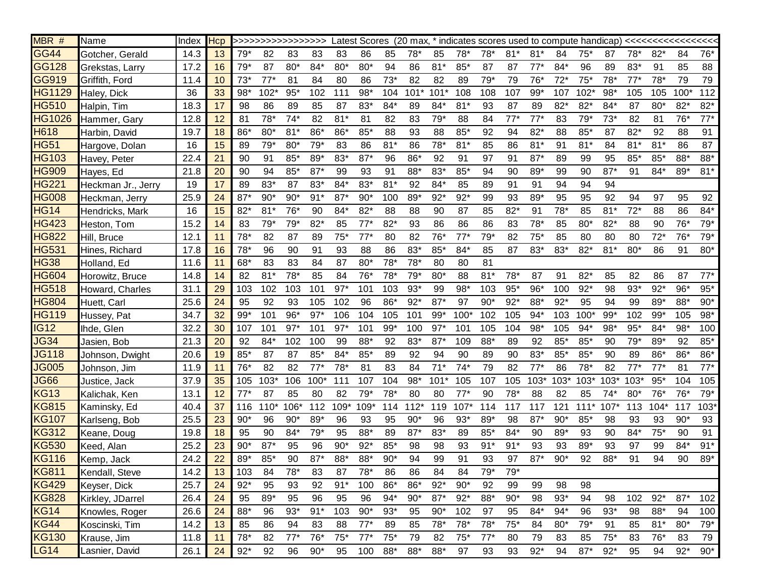| MBR # | Name | Index | Hcp | >>>>>>>>>>>>>>>>> Latest Scores (20 max, * indicates scores used to compute handicap) <<<<<<<<<<<<<<<<< | | | | | | | | | | | | | | | | | | | |
|---|---|---|---|---|---|---|---|---|---|---|---|---|---|---|---|---|---|---|---|---|---|---|---|
| GG44 | Gotcher, Gerald | 14.3 | 13 | 79* | 82 | 83 | 83 | 83 | 86 | 85 | 78* | 85 | 78* | 78* | 81* | 81* | 84 | 75* | 87 | 78* | 82* | 84 | 76* |
| GG128 | Grekstas, Larry | 17.2 | 16 | 79* | 87 | 80* | 84* | 80* | 80* | 94 | 86 | 81* | 85* | 87 | 87 | 77* | 84* | 96 | 89 | 83* | 91 | 85 | 88 |
| GG919 | Griffith, Ford | 11.4 | 10 | 73* | 77* | 81 | 84 | 80 | 86 | 73* | 82 | 82 | 89 | 79* | 79 | 76* | 72* | 75* | 78* | 77* | 78* | 79 | 79 |
| HG1129 | Haley, Dick | 36 | 33 | 98* | 102* | 95* | 102 | 111 | 98* | 104 | 101* | 101* | 108 | 108 | 107 | 99* | 107 | 102* | 98* | 105 | 105 | 100* | 112 |
| HG510 | Halpin, Tim | 18.3 | 17 | 98 | 86 | 89 | 85 | 87 | 83* | 84* | 89 | 84* | 81* | 93 | 87 | 89 | 82* | 82* | 84* | 87 | 80* | 82* | 82* |
| HG1026 | Hammer, Gary | 12.8 | 12 | 81 | 78* | 74* | 82 | 81* | 81 | 82 | 83 | 79* | 88 | 84 | 77* | 77* | 83 | 79* | 73* | 82 | 81 | 76* | 77* |
| H618 | Harbin, David | 19.7 | 18 | 86* | 80* | 81* | 86* | 86* | 85* | 88 | 93 | 88 | 85* | 92 | 94 | 82* | 88 | 85* | 87 | 82* | 92 | 88 | 91 |
| HG51 | Hargove, Dolan | 16 | 15 | 89 | 79* | 80* | 79* | 83 | 86 | 81* | 86 | 78* | 81* | 85 | 86 | 81* | 91 | 81* | 84 | 81* | 81* | 86 | 87 |
| HG103 | Havey, Peter | 22.4 | 21 | 90 | 91 | 85* | 89* | 83* | 87* | 96 | 86* | 92 | 91 | 97 | 91 | 87* | 89 | 99 | 95 | 85* | 85* | 88* | 88* |
| HG909 | Hayes, Ed | 21.8 | 20 | 90 | 94 | 85* | 87* | 99 | 93 | 91 | 88* | 83* | 85* | 94 | 90 | 89* | 99 | 90 | 87* | 91 | 84* | 89* | 81* |
| HG221 | Heckman Jr., Jerry | 19 | 17 | 89 | 83* | 87 | 83* | 84* | 83* | 81* | 92 | 84* | 85 | 89 | 91 | 91 | 94 | 94 | 94 | | | | |
| HG008 | Heckman, Jerry | 25.9 | 24 | 87* | 90* | 90* | 91* | 87* | 90* | 100 | 89* | 92* | 92* | 99 | 93 | 89* | 95 | 95 | 92 | 94 | 97 | 95 | 92 |
| HG14 | Hendricks, Mark | 16 | 15 | 82* | 81* | 76* | 90 | 84* | 82* | 88 | 88 | 90 | 87 | 85 | 82* | 91 | 78* | 85 | 81* | 72* | 88 | 86 | 84* |
| HG423 | Heston, Tom | 15.2 | 14 | 83 | 79* | 79* | 82* | 85 | 77* | 82* | 93 | 86 | 86 | 86 | 83 | 78* | 85 | 80* | 82* | 88 | 90 | 76* | 79* |
| HG822 | Hill, Bruce | 12.1 | 11 | 78* | 82 | 87 | 89 | 75* | 77* | 80 | 82 | 76* | 77* | 79* | 82 | 75* | 85 | 80 | 80 | 80 | 72* | 76* | 79* |
| HG531 | Hines, Richard | 17.8 | 16 | 78* | 96 | 90 | 91 | 93 | 88 | 86 | 83* | 85* | 84* | 85 | 87 | 83* | 83* | 82* | 81* | 80* | 86 | 91 | 80* |
| HG38 | Holland, Ed | 11.6 | 11 | 68* | 83 | 83 | 84 | 87 | 80* | 78* | 78* | 80 | 80 | 81 | | | | | | | | | |
| HG604 | Horowitz, Bruce | 14.8 | 14 | 82 | 81* | 78* | 85 | 84 | 76* | 78* | 79* | 80* | 88 | 81* | 78* | 87 | 91 | 82* | 85 | 82 | 86 | 87 | 77* |
| HG518 | Howard, Charles | 31.1 | 29 | 103 | 102 | 103 | 101 | 97* | 101 | 103 | 93* | 99 | 98* | 103 | 95* | 96* | 100 | 92* | 98 | 93* | 92* | 96* | 95* |
| HG804 | Huett, Carl | 25.6 | 24 | 95 | 92 | 93 | 105 | 102 | 96 | 86* | 92* | 87* | 97 | 90* | 92* | 88* | 92* | 95 | 94 | 99 | 89* | 88* | 90* |
| HG119 | Hussey, Pat | 34.7 | 32 | 99* | 101 | 96* | 97* | 106 | 104 | 105 | 101 | 99* | 100* | 102 | 105 | 94* | 103 | 100* | 99* | 102 | 99* | 105 | 98* |
| IG12 | Ihde, Glen | 32.2 | 30 | 107 | 101 | 97* | 101 | 97* | 101 | 99* | 100 | 97* | 101 | 105 | 104 | 98* | 105 | 94* | 98* | 95* | 84* | 98* | 100 |
| JG34 | Jasien, Bob | 21.3 | 20 | 92 | 84* | 102 | 100 | 99 | 88* | 92 | 83* | 87* | 109 | 88* | 89 | 92 | 85* | 85* | 90 | 79* | 89* | 92 | 85* |
| JG118 | Johnson, Dwight | 20.6 | 19 | 85* | 87 | 87 | 85* | 84* | 85* | 89 | 92 | 94 | 90 | 89 | 90 | 83* | 85* | 85* | 90 | 89 | 86* | 86* | 86* |
| JG005 | Johnson, Jim | 11.9 | 11 | 76* | 82 | 82 | 77* | 78* | 81 | 83 | 84 | 71* | 74* | 79 | 82 | 77* | 86 | 78* | 82 | 77* | 77* | 81 | 77* |
| JG66 | Justice, Jack | 37.9 | 35 | 105 | 103* | 106 | 100* | 111 | 107 | 104 | 98* | 101* | 105 | 107 | 105 | 103* | 103* | 103* | 103* | 103* | 95* | 104 | 105 |
| KG13 | Kalichak, Ken | 13.1 | 12 | 77* | 87 | 85 | 80 | 82 | 79* | 78* | 80 | 80 | 77* | 90 | 78* | 88 | 82 | 85 | 74* | 80* | 76* | 76* | 79* |
| KG815 | Kaminsky, Ed | 40.4 | 37 | 116 | 110* | 106* | 112 | 109* | 109* | 114 | 112* | 119 | 107* | 114 | 117 | 117 | 121 | 111* | 107* | 113 | 104* | 117 | 103* |
| KG107 | Karlseng, Bob | 25.5 | 23 | 90* | 96 | 90* | 89* | 96 | 93 | 95 | 90* | 96 | 93* | 89* | 98 | 87* | 90* | 85* | 98 | 93 | 93 | 90* | 93 |
| KG312 | Keane, Doug | 19.8 | 18 | 95 | 90 | 84* | 79* | 95 | 88* | 89 | 87* | 83* | 89 | 85* | 84* | 90 | 89* | 93 | 90 | 84* | 75* | 90 | 91 |
| KG530 | Keed, Alan | 25.2 | 23 | 90* | 87* | 95 | 96 | 90* | 92* | 85* | 98 | 98 | 93 | 91* | 91* | 93 | 93 | 89* | 93 | 97 | 99 | 84* | 91* |
| KG116 | Kemp, Jack | 24.2 | 22 | 89* | 85* | 90 | 87* | 88* | 88* | 90* | 94 | 99 | 91 | 93 | 97 | 87* | 90* | 92 | 88* | 91 | 94 | 90 | 89* |
| KG811 | Kendall, Steve | 14.2 | 13 | 103 | 84 | 78* | 83 | 87 | 78* | 86 | 86 | 84 | 84 | 79* | 79* | | | | | | | | |
| KG429 | Keyser, Dick | 25.7 | 24 | 92* | 95 | 93 | 92 | 91* | 100 | 86* | 86* | 92* | 90* | 92 | 99 | 99 | 98 | 98 | | | | | |
| KG828 | Kirkley, JDarrel | 26.4 | 24 | 95 | 89* | 95 | 96 | 95 | 96 | 94* | 90* | 87* | 92* | 88* | 90* | 98 | 93* | 94 | 98 | 102 | 92* | 87* | 102 |
| KG14 | Knowles, Roger | 26.6 | 24 | 88* | 96 | 93* | 91* | 103 | 90* | 93* | 95 | 90* | 102 | 97 | 95 | 84* | 94* | 96 | 93* | 98 | 88* | 94 | 100 |
| KG44 | Koscinski, Tim | 14.2 | 13 | 85 | 86 | 94 | 83 | 88 | 77* | 89 | 85 | 78* | 78* | 78* | 75* | 84 | 80* | 79* | 91 | 85 | 81* | 80* | 79* |
| KG130 | Krause, Jim | 11.8 | 11 | 78* | 82 | 77* | 76* | 75* | 77* | 75* | 79 | 82 | 75* | 77* | 80 | 79 | 83 | 85 | 75* | 83 | 76* | 83 | 79 |
| LG14 | Lasnier, David | 26.1 | 24 | 92* | 92 | 96 | 90* | 95 | 100 | 88* | 88* | 88* | 97 | 93 | 93 | 92* | 94 | 87* | 92* | 95 | 94 | 92* | 90* |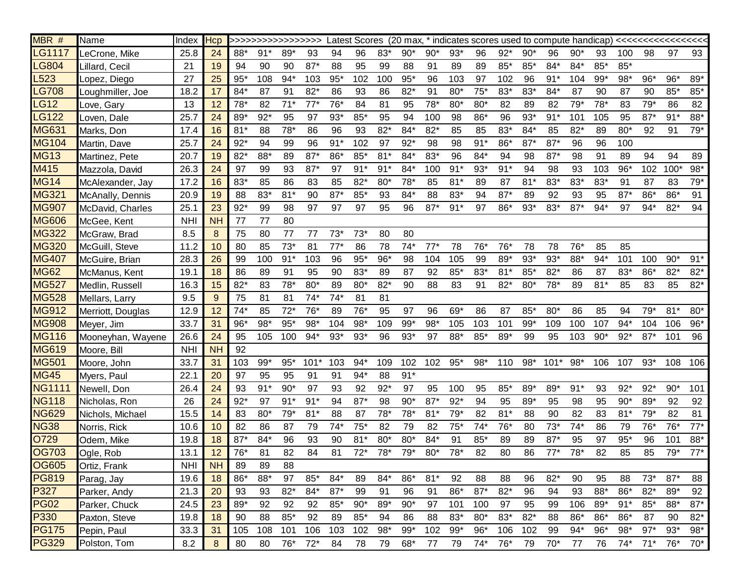| MBR # | Name | Index | Hcp | >>>>>>>>>>>>>>>>> Latest Scores (20 max, * indicates scores used to compute handicap) <<<<<<<<<<<<<<<<< | | | | | | | | | | | | | | | | | | | |
|---|---|---|---|---|---|---|---|---|---|---|---|---|---|---|---|---|---|---|---|---|---|---|---|
| LG1117 | LeCrone, Mike | 25.8 | 24 | 88* | 91* | 89* | 93 | 94 | 96 | 83* | 90* | 90* | 93* | 96 | 92* | 90* | 96 | 90* | 93 | 100 | 98 | 97 | 93 |
| LG804 | Lillard, Cecil | 21 | 19 | 94 | 90 | 90 | 87* | 88 | 95 | 99 | 88 | 91 | 89 | 89 | 85* | 85* | 84* | 84* | 85* | 85* | | | |
| L523 | Lopez, Diego | 27 | 25 | 95* | 108 | 94* | 103 | 95* | 102 | 100 | 95* | 96 | 103 | 97 | 102 | 96 | 91* | 104 | 99* | 98* | 96* | 96* | 89* |
| LG708 | Loughmiller, Joe | 18.2 | 17 | 84* | 87 | 91 | 82* | 86 | 93 | 86 | 82* | 91 | 80* | 75* | 83* | 83* | 84* | 87 | 90 | 87 | 90 | 85* | 85* |
| LG12 | Love, Gary | 13 | 12 | 78* | 82 | 71* | 77* | 76* | 84 | 81 | 95 | 78* | 80* | 80* | 82 | 89 | 82 | 79* | 78* | 83 | 79* | 86 | 82 |
| LG122 | Loven, Dale | 25.7 | 24 | 89* | 92* | 95 | 97 | 93* | 85* | 95 | 94 | 100 | 98 | 86* | 96 | 93* | 91* | 101 | 105 | 95 | 87* | 91* | 88* |
| MG631 | Marks, Don | 17.4 | 16 | 81* | 88 | 78* | 86 | 96 | 93 | 82* | 84* | 82* | 85 | 85 | 83* | 84* | 85 | 82* | 89 | 80* | 92 | 91 | 79* |
| MG104 | Martin, Dave | 25.7 | 24 | 92* | 94 | 99 | 96 | 91* | 102 | 97 | 92* | 98 | 98 | 91* | 86* | 87* | 87* | 96 | 96 | 100 | | | |
| MG13 | Martinez, Pete | 20.7 | 19 | 82* | 88* | 89 | 87* | 86* | 85* | 81* | 84* | 83* | 96 | 84* | 94 | 98 | 87* | 98 | 91 | 89 | 94 | 94 | 89 |
| M415 | Mazzola, David | 26.3 | 24 | 97 | 99 | 93 | 87* | 97 | 91* | 91* | 84* | 100 | 91* | 93* | 91* | 94 | 98 | 93 | 103 | 96* | 102 | 100* | 98* |
| MG14 | McAlexander, Jay | 17.2 | 16 | 83* | 85 | 86 | 83 | 85 | 82* | 80* | 78* | 85 | 81* | 89 | 87 | 81* | 83* | 83* | 83* | 91 | 87 | 83 | 79* |
| MG321 | McAnally, Dennis | 20.9 | 19 | 88 | 83* | 81* | 90 | 87* | 85* | 93 | 84* | 88 | 83* | 94 | 87* | 89 | 92 | 93 | 95 | 87* | 86* | 86* | 91 |
| MG907 | McDavid, Charles | 25.1 | 23 | 92* | 99 | 98 | 97 | 97 | 97 | 95 | 96 | 87* | 91* | 97 | 86* | 93* | 83* | 87* | 94* | 97 | 94* | 82* | 94 |
| MG606 | McGee, Kent | NHI | NH | 77 | 77 | 80 | | | | | | | | | | | | | | | | | |
| MG322 | McGraw, Brad | 8.5 | 8 | 75 | 80 | 77 | 77 | 73* | 73* | 80 | 80 | | | | | | | | | | | | |
| MG320 | McGuill, Steve | 11.2 | 10 | 80 | 85 | 73* | 81 | 77* | 86 | 78 | 74* | 77* | 78 | 76* | 76* | 78 | 78 | 76* | 85 | 85 | | | |
| MG407 | McGuire, Brian | 28.3 | 26 | 99 | 100 | 91* | 103 | 96 | 95* | 96* | 98 | 104 | 105 | 99 | 89* | 93* | 93* | 88* | 94* | 101 | 100 | 90* | 91* |
| MG62 | McManus, Kent | 19.1 | 18 | 86 | 89 | 91 | 95 | 90 | 83* | 89 | 87 | 92 | 85* | 83* | 81* | 85* | 82* | 86 | 87 | 83* | 86* | 82* | 82* |
| MG527 | Medlin, Russell | 16.3 | 15 | 82* | 83 | 78* | 80* | 89 | 80* | 82* | 90 | 88 | 83 | 91 | 82* | 80* | 78* | 89 | 81* | 85 | 83 | 85 | 82* |
| MG528 | Mellars, Larry | 9.5 | 9 | 75 | 81 | 81 | 74* | 74* | 81 | 81 | | | | | | | | | | | | | |
| MG912 | Merriott, Douglas | 12.9 | 12 | 74* | 85 | 72* | 76* | 89 | 76* | 95 | 97 | 96 | 69* | 86 | 87 | 85* | 80* | 86 | 85 | 94 | 79* | 81* | 80* |
| MG908 | Meyer, Jim | 33.7 | 31 | 96* | 98* | 95* | 98* | 104 | 98* | 109 | 99* | 98* | 105 | 103 | 101 | 99* | 109 | 100 | 107 | 94* | 104 | 106 | 96* |
| MG116 | Mooneyhan, Wayene | 26.6 | 24 | 95 | 105 | 100 | 94* | 93* | 93* | 96 | 93* | 97 | 88* | 85* | 89* | 99 | 95 | 103 | 90* | 92* | 87* | 101 | 96 |
| MG619 | Moore, Bill | NHI | NH | 92 | | | | | | | | | | | | | | | | | | | |
| MG501 | Moore, John | 33.7 | 31 | 103 | 99* | 95* | 101* | 103 | 94* | 109 | 102 | 102 | 95* | 98* | 110 | 98* | 101* | 98* | 106 | 107 | 93* | 108 | 106 |
| MG45 | Myers, Paul | 22.1 | 20 | 97 | 95 | 95 | 91 | 91 | 94* | 88 | 91* | | | | | | | | | | | | |
| NG1111 | Newell, Don | 26.4 | 24 | 93 | 91* | 90* | 97 | 93 | 92 | 92* | 97 | 95 | 100 | 95 | 85* | 89* | 89* | 91* | 93 | 92* | 92* | 90* | 101 |
| NG118 | Nicholas, Ron | 26 | 24 | 92* | 97 | 91* | 91* | 94 | 87* | 98 | 90* | 87* | 92* | 94 | 95 | 89* | 95 | 98 | 95 | 90* | 89* | 92 | 92 |
| NG629 | Nichols, Michael | 15.5 | 14 | 83 | 80* | 79* | 81* | 88 | 87 | 78* | 78* | 81* | 79* | 82 | 81* | 88 | 90 | 82 | 83 | 81* | 79* | 82 | 81 |
| NG38 | Norris, Rick | 10.6 | 10 | 82 | 86 | 87 | 79 | 74* | 75* | 82 | 79 | 82 | 75* | 74* | 76* | 80 | 73* | 74* | 86 | 79 | 76* | 76* | 77* |
| O729 | Odem, Mike | 19.8 | 18 | 87* | 84* | 96 | 93 | 90 | 81* | 80* | 80* | 84* | 91 | 85* | 89 | 89 | 87* | 95 | 97 | 95* | 96 | 101 | 88* |
| OG703 | Ogle, Rob | 13.1 | 12 | 76* | 81 | 82 | 84 | 81 | 72* | 78* | 79* | 80* | 78* | 82 | 80 | 86 | 77* | 78* | 82 | 85 | 85 | 79* | 77* |
| OG605 | Ortiz, Frank | NHI | NH | 89 | 89 | 88 | | | | | | | | | | | | | | | | | |
| PG819 | Parag, Jay | 19.6 | 18 | 86* | 88* | 97 | 85* | 84* | 89 | 84* | 86* | 81* | 92 | 88 | 88 | 96 | 82* | 90 | 95 | 88 | 73* | 87* | 88 |
| P327 | Parker, Andy | 21.3 | 20 | 93 | 93 | 82* | 84* | 87* | 99 | 91 | 96 | 91 | 86* | 87* | 82* | 96 | 94 | 93 | 88* | 86* | 82* | 89* | 92 |
| PG02 | Parker, Chuck | 24.5 | 23 | 89* | 92 | 92 | 92 | 85* | 90* | 89* | 90* | 97 | 101 | 100 | 97 | 95 | 99 | 106 | 89* | 91* | 85* | 88* | 87* |
| P330 | Paxton, Steve | 19.8 | 18 | 90 | 88 | 85* | 92 | 89 | 85* | 94 | 86 | 88 | 83* | 80* | 83* | 82* | 88 | 86* | 86* | 86* | 87 | 90 | 82* |
| PG175 | Pepin, Paul | 33.3 | 31 | 105 | 108 | 101 | 106 | 103 | 102 | 98* | 99* | 102 | 99* | 96* | 106 | 102 | 99 | 94* | 96* | 98* | 97* | 93* | 98* |
| PG329 | Polston, Tom | 8.2 | 8 | 80 | 80 | 76* | 72* | 84 | 78 | 79 | 68* | 77 | 79 | 74* | 76* | 79 | 70* | 77 | 76 | 74* | 71* | 76* | 70* |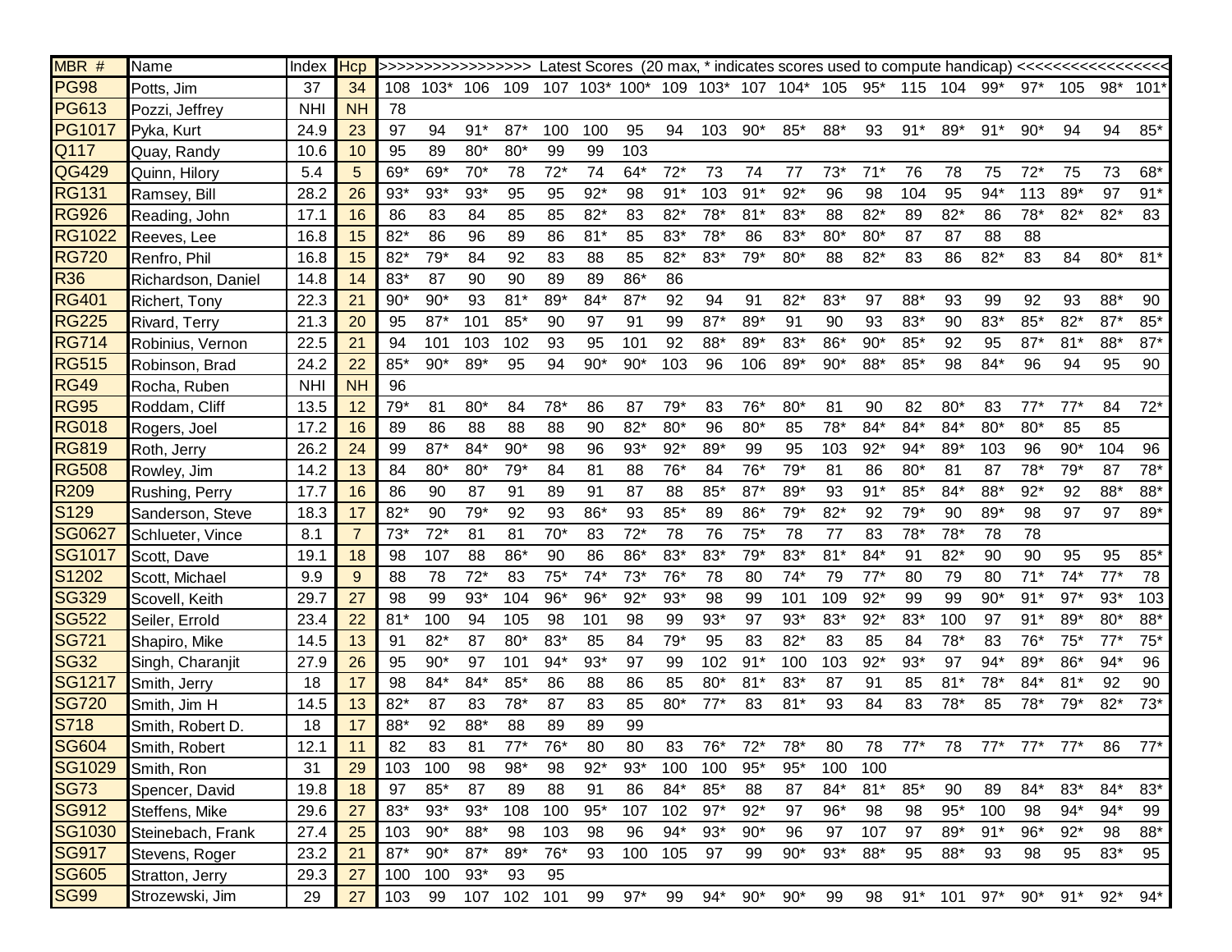| MBR # | Name | Index | Hcp | >>>>>>>>>>>>>>>>> Latest Scores (20 max, * indicates scores used to compute handicap) <<<<<<<<<<<<<<<<< | | | | | | | | | | | | | | | | | | | |
|---|---|---|---|---|---|---|---|---|---|---|---|---|---|---|---|---|---|---|---|---|---|---|---|
| PG98 | Potts, Jim | 37 | 34 | 108 | 103* | 106 | 109 | 107 | 103* | 100* | 109 | 103* | 107 | 104* | 105 | 95* | 115 | 104 | 99* | 97* | 105 | 98* | 101* |
| PG613 | Pozzi, Jeffrey | NHI | NH | 78 | | | | | | | | | | | | | | | | | | | |
| PG1017 | Pyka, Kurt | 24.9 | 23 | 97 | 94 | 91* | 87* | 100 | 100 | 95 | 94 | 103 | 90* | 85* | 88* | 93 | 91* | 89* | 91* | 90* | 94 | 94 | 85* |
| Q117 | Quay, Randy | 10.6 | 10 | 95 | 89 | 80* | 80* | 99 | 99 | 103 | | | | | | | | | | | | | |
| QG429 | Quinn, Hilory | 5.4 | 5 | 69* | 69* | 70* | 78 | 72* | 74 | 64* | 72* | 73 | 74 | 77 | 73* | 71* | 76 | 78 | 75 | 72* | 75 | 73 | 68* |
| RG131 | Ramsey, Bill | 28.2 | 26 | 93* | 93* | 93* | 95 | 95 | 92* | 98 | 91* | 103 | 91* | 92* | 96 | 98 | 104 | 95 | 94* | 113 | 89* | 97 | 91* |
| RG926 | Reading, John | 17.1 | 16 | 86 | 83 | 84 | 85 | 85 | 82* | 83 | 82* | 78* | 81* | 83* | 88 | 82* | 89 | 82* | 86 | 78* | 82* | 82* | 83 |
| RG1022 | Reeves, Lee | 16.8 | 15 | 82* | 86 | 96 | 89 | 86 | 81* | 85 | 83* | 78* | 86 | 83* | 80* | 80* | 87 | 87 | 88 | 88 | | | |
| RG720 | Renfro, Phil | 16.8 | 15 | 82* | 79* | 84 | 92 | 83 | 88 | 85 | 82* | 83* | 79* | 80* | 88 | 82* | 83 | 86 | 82* | 83 | 84 | 80* | 81* |
| R36 | Richardson, Daniel | 14.8 | 14 | 83* | 87 | 90 | 90 | 89 | 89 | 86* | 86 | | | | | | | | | | | | |
| RG401 | Richert, Tony | 22.3 | 21 | 90* | 90* | 93 | 81* | 89* | 84* | 87* | 92 | 94 | 91 | 82* | 83* | 97 | 88* | 93 | 99 | 92 | 93 | 88* | 90 |
| RG225 | Rivard, Terry | 21.3 | 20 | 95 | 87* | 101 | 85* | 90 | 97 | 91 | 99 | 87* | 89* | 91 | 90 | 93 | 83* | 90 | 83* | 85* | 82* | 87* | 85* |
| RG714 | Robinius, Vernon | 22.5 | 21 | 94 | 101 | 103 | 102 | 93 | 95 | 101 | 92 | 88* | 89* | 83* | 86* | 90* | 85* | 92 | 95 | 87* | 81* | 88* | 87* |
| RG515 | Robinson, Brad | 24.2 | 22 | 85* | 90* | 89* | 95 | 94 | 90* | 90* | 103 | 96 | 106 | 89* | 90* | 88* | 85* | 98 | 84* | 96 | 94 | 95 | 90 |
| RG49 | Rocha, Ruben | NHI | NH | 96 | | | | | | | | | | | | | | | | | | | |
| RG95 | Roddam, Cliff | 13.5 | 12 | 79* | 81 | 80* | 84 | 78* | 86 | 87 | 79* | 83 | 76* | 80* | 81 | 90 | 82 | 80* | 83 | 77* | 77* | 84 | 72* |
| RG018 | Rogers, Joel | 17.2 | 16 | 89 | 86 | 88 | 88 | 88 | 90 | 82* | 80* | 96 | 80* | 85 | 78* | 84* | 84* | 84* | 80* | 80* | 85 | 85 | |
| RG819 | Roth, Jerry | 26.2 | 24 | 99 | 87* | 84* | 90* | 98 | 96 | 93* | 92* | 89* | 99 | 95 | 103 | 92* | 94* | 89* | 103 | 96 | 90* | 104 | 96 |
| RG508 | Rowley, Jim | 14.2 | 13 | 84 | 80* | 80* | 79* | 84 | 81 | 88 | 76* | 84 | 76* | 79* | 81 | 86 | 80* | 81 | 87 | 78* | 79* | 87 | 78* |
| R209 | Rushing, Perry | 17.7 | 16 | 86 | 90 | 87 | 91 | 89 | 91 | 87 | 88 | 85* | 87* | 89* | 93 | 91* | 85* | 84* | 88* | 92* | 92 | 88* | 88* |
| S129 | Sanderson, Steve | 18.3 | 17 | 82* | 90 | 79* | 92 | 93 | 86* | 93 | 85* | 89 | 86* | 79* | 82* | 92 | 79* | 90 | 89* | 98 | 97 | 97 | 89* |
| SG0627 | Schlueter, Vince | 8.1 | 7 | 73* | 72* | 81 | 81 | 70* | 83 | 72* | 78 | 76 | 75* | 78 | 77 | 83 | 78* | 78* | 78 | 78 | | | |
| SG1017 | Scott, Dave | 19.1 | 18 | 98 | 107 | 88 | 86* | 90 | 86 | 86* | 83* | 83* | 79* | 83* | 81* | 84* | 91 | 82* | 90 | 90 | 95 | 95 | 85* |
| S1202 | Scott, Michael | 9.9 | 9 | 88 | 78 | 72* | 83 | 75* | 74* | 73* | 76* | 78 | 80 | 74* | 79 | 77* | 80 | 79 | 80 | 71* | 74* | 77* | 78 |
| SG329 | Scovell, Keith | 29.7 | 27 | 98 | 99 | 93* | 104 | 96* | 96* | 92* | 93* | 98 | 99 | 101 | 109 | 92* | 99 | 99 | 90* | 91* | 97* | 93* | 103 |
| SG522 | Seiler, Errold | 23.4 | 22 | 81* | 100 | 94 | 105 | 98 | 101 | 98 | 99 | 93* | 97 | 93* | 83* | 92* | 83* | 100 | 97 | 91* | 89* | 80* | 88* |
| SG721 | Shapiro, Mike | 14.5 | 13 | 91 | 82* | 87 | 80* | 83* | 85 | 84 | 79* | 95 | 83 | 82* | 83 | 85 | 84 | 78* | 83 | 76* | 75* | 77* | 75* |
| SG32 | Singh, Charanjit | 27.9 | 26 | 95 | 90* | 97 | 101 | 94* | 93* | 97 | 99 | 102 | 91* | 100 | 103 | 92* | 93* | 97 | 94* | 89* | 86* | 94* | 96 |
| SG1217 | Smith, Jerry | 18 | 17 | 98 | 84* | 84* | 85* | 86 | 88 | 86 | 85 | 80* | 81* | 83* | 87 | 91 | 85 | 81* | 78* | 84* | 81* | 92 | 90 |
| SG720 | Smith, Jim H | 14.5 | 13 | 82* | 87 | 83 | 78* | 87 | 83 | 85 | 80* | 77* | 83 | 81* | 93 | 84 | 83 | 78* | 85 | 78* | 79* | 82* | 73* |
| S718 | Smith, Robert D. | 18 | 17 | 88* | 92 | 88* | 88 | 89 | 89 | 99 | | | | | | | | | | | | | |
| SG604 | Smith, Robert | 12.1 | 11 | 82 | 83 | 81 | 77* | 76* | 80 | 80 | 83 | 76* | 72* | 78* | 80 | 78 | 77* | 78 | 77* | 77* | 77* | 86 | 77* |
| SG1029 | Smith, Ron | 31 | 29 | 103 | 100 | 98 | 98* | 98 | 92* | 93* | 100 | 100 | 95* | 95* | 100 | 100 | | | | | | | |
| SG73 | Spencer, David | 19.8 | 18 | 97 | 85* | 87 | 89 | 88 | 91 | 86 | 84* | 85* | 88 | 87 | 84* | 81* | 85* | 90 | 89 | 84* | 83* | 84* | 83* |
| SG912 | Steffens, Mike | 29.6 | 27 | 83* | 93* | 93* | 108 | 100 | 95* | 107 | 102 | 97* | 92* | 97 | 96* | 98 | 98 | 95* | 100 | 98 | 94* | 94* | 99 |
| SG1030 | Steinebach, Frank | 27.4 | 25 | 103 | 90* | 88* | 98 | 103 | 98 | 96 | 94* | 93* | 90* | 96 | 97 | 107 | 97 | 89* | 91* | 96* | 92* | 98 | 88* |
| SG917 | Stevens, Roger | 23.2 | 21 | 87* | 90* | 87* | 89* | 76* | 93 | 100 | 105 | 97 | 99 | 90* | 93* | 88* | 95 | 88* | 93 | 98 | 95 | 83* | 95 |
| SG605 | Stratton, Jerry | 29.3 | 27 | 100 | 100 | 93* | 93 | 95 | | | | | | | | | | | | | | | |
| SG99 | Strozewski, Jim | 29 | 27 | 103 | 99 | 107 | 102 | 101 | 99 | 97* | 99 | 94* | 90* | 90* | 99 | 98 | 91* | 101 | 97* | 90* | 91* | 92* | 94* |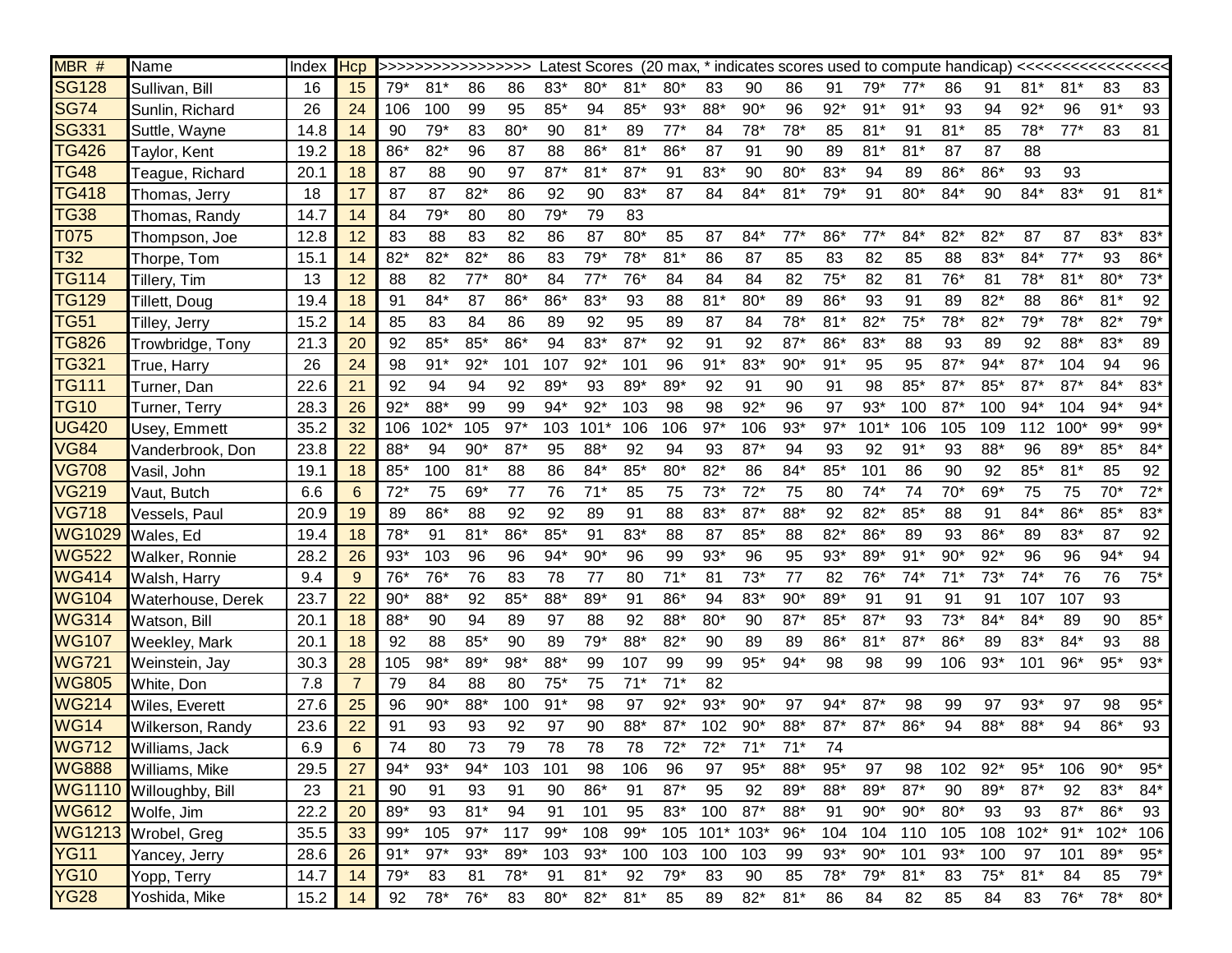| MBR # | Name | Index | Hcp | >>>>>>>>>>>>>>>>> Latest Scores (20 max, * indicates scores used to compute handicap) <<<<<<<<<<<<<<<<< | | | | | | | | | | | | | | | | | | | |
|---|---|---|---|---|---|---|---|---|---|---|---|---|---|---|---|---|---|---|---|---|---|---|---|
| SG128 | Sullivan, Bill | 16 | 15 | 79* | 81* | 86 | 86 | 83* | 80* | 81* | 80* | 83 | 90 | 86 | 91 | 79* | 77* | 86 | 91 | 81* | 81* | 83 | 83 |
| SG74 | Sunlin, Richard | 26 | 24 | 106 | 100 | 99 | 95 | 85* | 94 | 85* | 93* | 88* | 90* | 96 | 92* | 91* | 91* | 93 | 94 | 92* | 96 | 91* | 93 |
| SG331 | Suttle, Wayne | 14.8 | 14 | 90 | 79* | 83 | 80* | 90 | 81* | 89 | 77* | 84 | 78* | 78* | 85 | 81* | 91 | 81* | 85 | 78* | 77* | 83 | 81 |
| TG426 | Taylor, Kent | 19.2 | 18 | 86* | 82* | 96 | 87 | 88 | 86* | 81* | 86* | 87 | 91 | 90 | 89 | 81* | 81* | 87 | 87 | 88 | | | |
| TG48 | Teague, Richard | 20.1 | 18 | 87 | 88 | 90 | 97 | 87* | 81* | 87* | 91 | 83* | 90 | 80* | 83* | 94 | 89 | 86* | 86* | 93 | 93 | | |
| TG418 | Thomas, Jerry | 18 | 17 | 87 | 87 | 82* | 86 | 92 | 90 | 83* | 87 | 84 | 84* | 81* | 79* | 91 | 80* | 84* | 90 | 84* | 83* | 91 | 81* |
| TG38 | Thomas, Randy | 14.7 | 14 | 84 | 79* | 80 | 80 | 79* | 79 | 83 | | | | | | | | | | | | | |
| T075 | Thompson, Joe | 12.8 | 12 | 83 | 88 | 83 | 82 | 86 | 87 | 80* | 85 | 87 | 84* | 77* | 86* | 77* | 84* | 82* | 82* | 87 | 87 | 83* | 83* |
| T32 | Thorpe, Tom | 15.1 | 14 | 82* | 82* | 82* | 86 | 83 | 79* | 78* | 81* | 86 | 87 | 85 | 83 | 82 | 85 | 88 | 83* | 84* | 77* | 93 | 86* |
| TG114 | Tillery, Tim | 13 | 12 | 88 | 82 | 77* | 80* | 84 | 77* | 76* | 84 | 84 | 84 | 82 | 75* | 82 | 81 | 76* | 81 | 78* | 81* | 80* | 73* |
| TG129 | Tillett, Doug | 19.4 | 18 | 91 | 84* | 87 | 86* | 86* | 83* | 93 | 88 | 81* | 80* | 89 | 86* | 93 | 91 | 89 | 82* | 88 | 86* | 81* | 92 |
| TG51 | Tilley, Jerry | 15.2 | 14 | 85 | 83 | 84 | 86 | 89 | 92 | 95 | 89 | 87 | 84 | 78* | 81* | 82* | 75* | 78* | 82* | 79* | 78* | 82* | 79* |
| TG826 | Trowbridge, Tony | 21.3 | 20 | 92 | 85* | 85* | 86* | 94 | 83* | 87* | 92 | 91 | 92 | 87* | 86* | 83* | 88 | 93 | 89 | 92 | 88* | 83* | 89 |
| TG321 | True, Harry | 26 | 24 | 98 | 91* | 92* | 101 | 107 | 92* | 101 | 96 | 91* | 83* | 90* | 91* | 95 | 95 | 87* | 94* | 87* | 104 | 94 | 96 |
| TG111 | Turner, Dan | 22.6 | 21 | 92 | 94 | 94 | 92 | 89* | 93 | 89* | 89* | 92 | 91 | 90 | 91 | 98 | 85* | 87* | 85* | 87* | 87* | 84* | 83* |
| TG10 | Turner, Terry | 28.3 | 26 | 92* | 88* | 99 | 99 | 94* | 92* | 103 | 98 | 98 | 92* | 96 | 97 | 93* | 100 | 87* | 100 | 94* | 104 | 94* | 94* |
| UG420 | Usey, Emmett | 35.2 | 32 | 106 | 102* | 105 | 97* | 103 | 101* | 106 | 106 | 97* | 106 | 93* | 97* | 101* | 106 | 105 | 109 | 112 | 100* | 99* | 99* |
| VG84 | Vanderbrook, Don | 23.8 | 22 | 88* | 94 | 90* | 87* | 95 | 88* | 92 | 94 | 93 | 87* | 94 | 93 | 92 | 91* | 93 | 88* | 96 | 89* | 85* | 84* |
| VG708 | Vasil, John | 19.1 | 18 | 85* | 100 | 81* | 88 | 86 | 84* | 85* | 80* | 82* | 86 | 84* | 85* | 101 | 86 | 90 | 92 | 85* | 81* | 85 | 92 |
| VG219 | Vaut, Butch | 6.6 | 6 | 72* | 75 | 69* | 77 | 76 | 71* | 85 | 75 | 73* | 72* | 75 | 80 | 74* | 74 | 70* | 69* | 75 | 75 | 70* | 72* |
| VG718 | Vessels, Paul | 20.9 | 19 | 89 | 86* | 88 | 92 | 92 | 89 | 91 | 88 | 83* | 87* | 88* | 92 | 82* | 85* | 88 | 91 | 84* | 86* | 85* | 83* |
| WG1029 | Wales, Ed | 19.4 | 18 | 78* | 91 | 81* | 86* | 85* | 91 | 83* | 88 | 87 | 85* | 88 | 82* | 86* | 89 | 93 | 86* | 89 | 83* | 87 | 92 |
| WG522 | Walker, Ronnie | 28.2 | 26 | 93* | 103 | 96 | 96 | 94* | 90* | 96 | 99 | 93* | 96 | 95 | 93* | 89* | 91* | 90* | 92* | 96 | 96 | 94* | 94 |
| WG414 | Walsh, Harry | 9.4 | 9 | 76* | 76* | 76 | 83 | 78 | 77 | 80 | 71* | 81 | 73* | 77 | 82 | 76* | 74* | 71* | 73* | 74* | 76 | 76 | 75* |
| WG104 | Waterhouse, Derek | 23.7 | 22 | 90* | 88* | 92 | 85* | 88* | 89* | 91 | 86* | 94 | 83* | 90* | 89* | 91 | 91 | 91 | 91 | 107 | 107 | 93 | |
| WG314 | Watson, Bill | 20.1 | 18 | 88* | 90 | 94 | 89 | 97 | 88 | 92 | 88* | 80* | 90 | 87* | 85* | 87* | 93 | 73* | 84* | 84* | 89 | 90 | 85* |
| WG107 | Weekley, Mark | 20.1 | 18 | 92 | 88 | 85* | 90 | 89 | 79* | 88* | 82* | 90 | 89 | 89 | 86* | 81* | 87* | 86* | 89 | 83* | 84* | 93 | 88 |
| WG721 | Weinstein, Jay | 30.3 | 28 | 105 | 98* | 89* | 98* | 88* | 99 | 107 | 99 | 99 | 95* | 94* | 98 | 98 | 99 | 106 | 93* | 101 | 96* | 95* | 93* |
| WG805 | White, Don | 7.8 | 7 | 79 | 84 | 88 | 80 | 75* | 75 | 71* | 71* | 82 | | | | | | | | | | | |
| WG214 | Wiles, Everett | 27.6 | 25 | 96 | 90* | 88* | 100 | 91* | 98 | 97 | 92* | 93* | 90* | 97 | 94* | 87* | 98 | 99 | 97 | 93* | 97 | 98 | 95* |
| WG14 | Wilkerson, Randy | 23.6 | 22 | 91 | 93 | 93 | 92 | 97 | 90 | 88* | 87* | 102 | 90* | 88* | 87* | 87* | 86* | 94 | 88* | 88* | 94 | 86* | 93 |
| WG712 | Williams, Jack | 6.9 | 6 | 74 | 80 | 73 | 79 | 78 | 78 | 78 | 72* | 72* | 71* | 71* | 74 | | | | | | | | |
| WG888 | Williams, Mike | 29.5 | 27 | 94* | 93* | 94* | 103 | 101 | 98 | 106 | 96 | 97 | 95* | 88* | 95* | 97 | 98 | 102 | 92* | 95* | 106 | 90* | 95* |
| WG1110 | Willoughby, Bill | 23 | 21 | 90 | 91 | 93 | 91 | 90 | 86* | 91 | 87* | 95 | 92 | 89* | 88* | 89* | 87* | 90 | 89* | 87* | 92 | 83* | 84* |
| WG612 | Wolfe, Jim | 22.2 | 20 | 89* | 93 | 81* | 94 | 91 | 101 | 95 | 83* | 100 | 87* | 88* | 91 | 90* | 90* | 80* | 93 | 93 | 87* | 86* | 93 |
| WG1213 | Wrobel, Greg | 35.5 | 33 | 99* | 105 | 97* | 117 | 99* | 108 | 99* | 105 | 101* | 103* | 96* | 104 | 104 | 110 | 105 | 108 | 102* | 91* | 102* | 106 |
| YG11 | Yancey, Jerry | 28.6 | 26 | 91* | 97* | 93* | 89* | 103 | 93* | 100 | 103 | 100 | 103 | 99 | 93* | 90* | 101 | 93* | 100 | 97 | 101 | 89* | 95* |
| YG10 | Yopp, Terry | 14.7 | 14 | 79* | 83 | 81 | 78* | 91 | 81* | 92 | 79* | 83 | 90 | 85 | 78* | 79* | 81* | 83 | 75* | 81* | 84 | 85 | 79* |
| YG28 | Yoshida, Mike | 15.2 | 14 | 92 | 78* | 76* | 83 | 80* | 82* | 81* | 85 | 89 | 82* | 81* | 86 | 84 | 82 | 85 | 84 | 83 | 76* | 78* | 80* |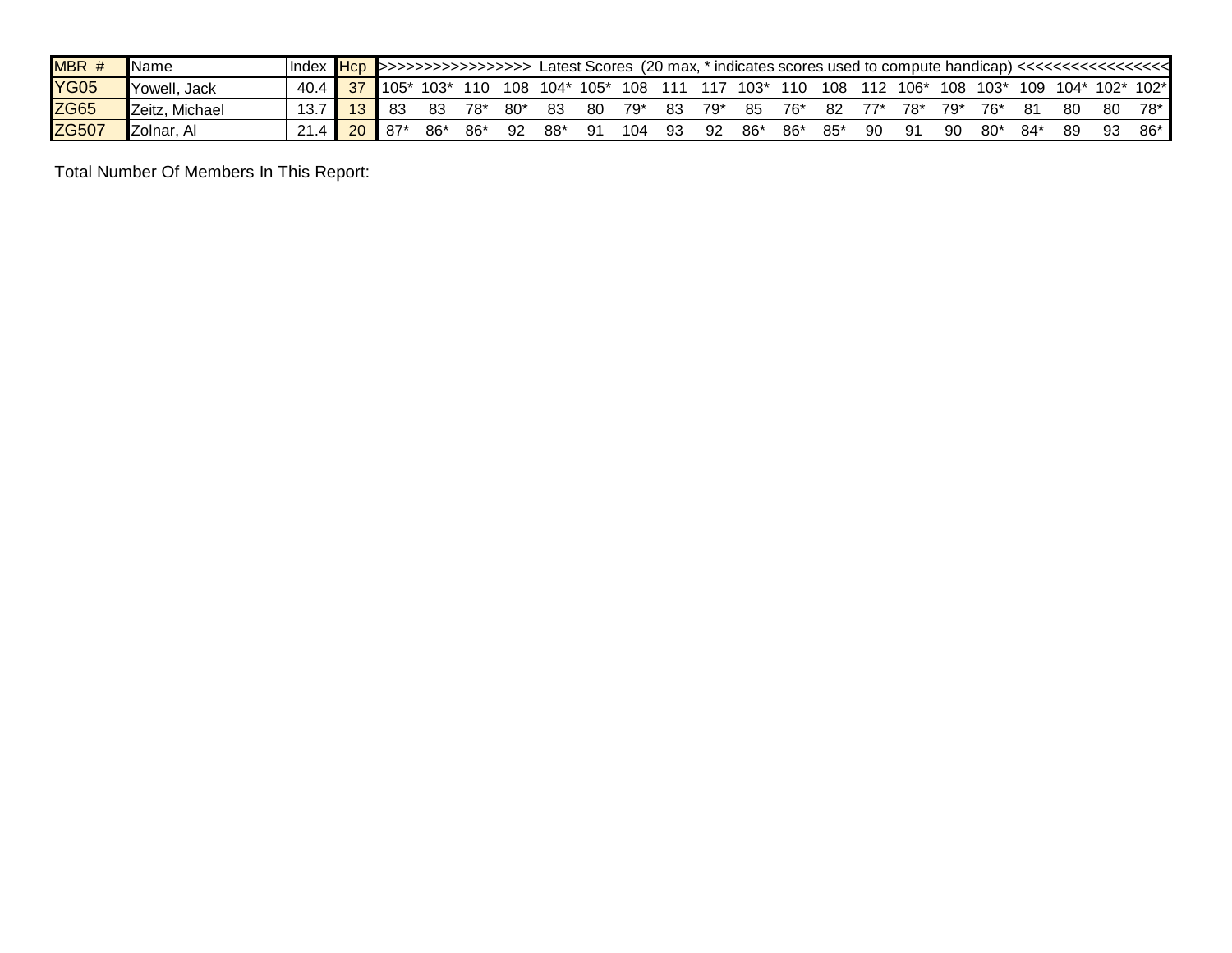| MBR # | Name | Index | Hcp | >>>>>>>>>>>>>>>>> Latest Scores (20 max, * indicates scores used to compute handicap) <<<<<<<<<<<<<<<<< | | | | | | | | | | | | | | | | | | | |
|---|---|---|---|---|---|---|---|---|---|---|---|---|---|---|---|---|---|---|---|---|---|---|---|
| YG05 | Yowell, Jack | 40.4 | 37 | 105* | 103* | 110 | 108 | 104* | 105* | 108 | 111 | 117 | 103* | 110 | 108 | 112 | 106* | 108 | 103* | 109 | 104* | 102* | 102* |
| ZG65 | Zeitz, Michael | 13.7 | 13 | 83 | 83 | 78* | 80* | 83 | 80 | 79* | 83 | 79* | 85 | 76* | 82 | 77* | 78* | 79* | 76* | 81 | 80 | 80 | 78* |
| ZG507 | Zolnar, Al | 21.4 | 20 | 87* | 86* | 86* | 92 | 88* | 91 | 104 | 93 | 92 | 86* | 86* | 85* | 90 | 91 | 90 | 80* | 84* | 89 | 93 | 86* |

Total Number Of Members In This Report: